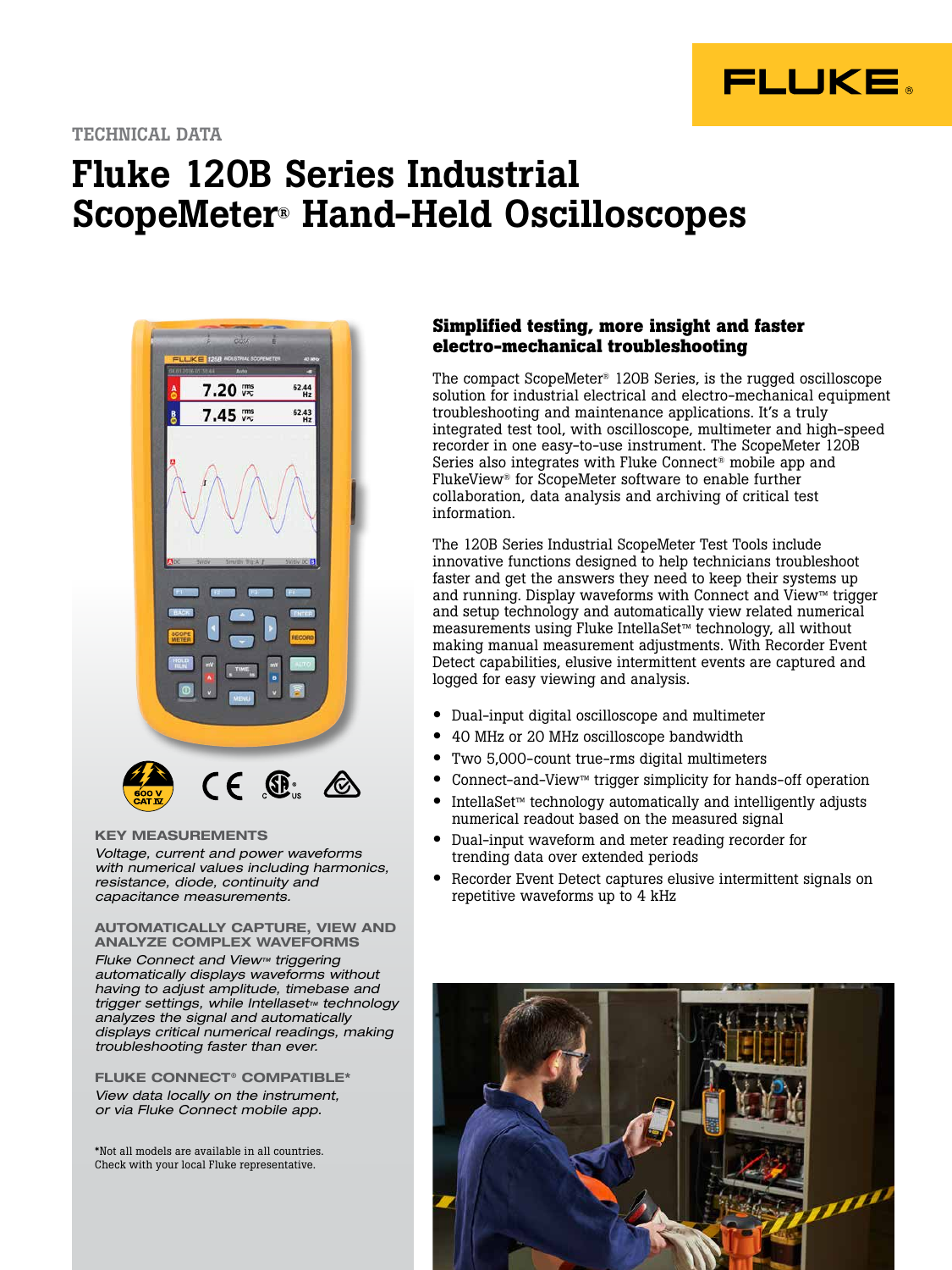TECHNICAL DATA

# Fluke 120B Series Industrial ScopeMeter® Hand-Held Oscilloscopes

## Simplified testing, more insight and faster electro-mechanical troubleshooting

The compact ScopeMeter® 120B Series, is the rugged oscilloscope solution for industrial electrical and electro-mechanical equipment troubleshooting and maintenance applications. It's a truly integrated test tool, with oscilloscope, multimeter and high-speed recorder in one easy-to-use instrument. The ScopeMeter 120B Series also integrates with Fluke Connect® mobile app and FlukeView® for ScopeMeter software to enable further collaboration, data analysis and archiving of critical test information.

The 120B Series Industrial ScopeMeter Test Tools include innovative functions designed to help technicians troubleshoot faster and get the answers they need to keep their systems up and running. Display waveforms with Connect and View™ trigger and setup technology and automatically view related numerical measurements using Fluke IntellaSet™ technology, all without making manual measurement adjustments. With Recorder Event Detect capabilities, elusive intermittent events are captured and logged for easy viewing and analysis.

- Dual-input digital oscilloscope and multimeter
- 40 MHz or 20 MHz oscilloscope bandwidth
- Two 5,000-count true-rms digital multimeters
- Connect-and-View™ trigger simplicity for hands-off operation
- IntellaSet™ technology automatically and intelligently adjusts numerical readout based on the measured signal
- Dual-input waveform and meter reading recorder for trending data over extended periods
- Recorder Event Detect captures elusive intermittent signals on repetitive waveforms up to 4 kHz

### KEY MEASUREMENTS

*Voltage, current and power waveforms with numerical values including harmonics, resistance, diode, continuity and capacitance measurements.*

### AUTOMATICALLY CAPTURE, VIEW AND ANALYZE COMPLEX WAVEFORMS

*Fluke Connect and View™ triggering automatically displays waveforms without having to adjust amplitude, timebase and trigger settings, while Intellaset™ technology analyzes the signal and automatically displays critical numerical readings, making troubleshooting faster than ever.*

### FLUKE CONNECT® COMPATIBLE*

*View data locally on the instrument, or via Fluke Connect mobile app.*

*Not all models are available in all countries. Check with your local Fluke representative.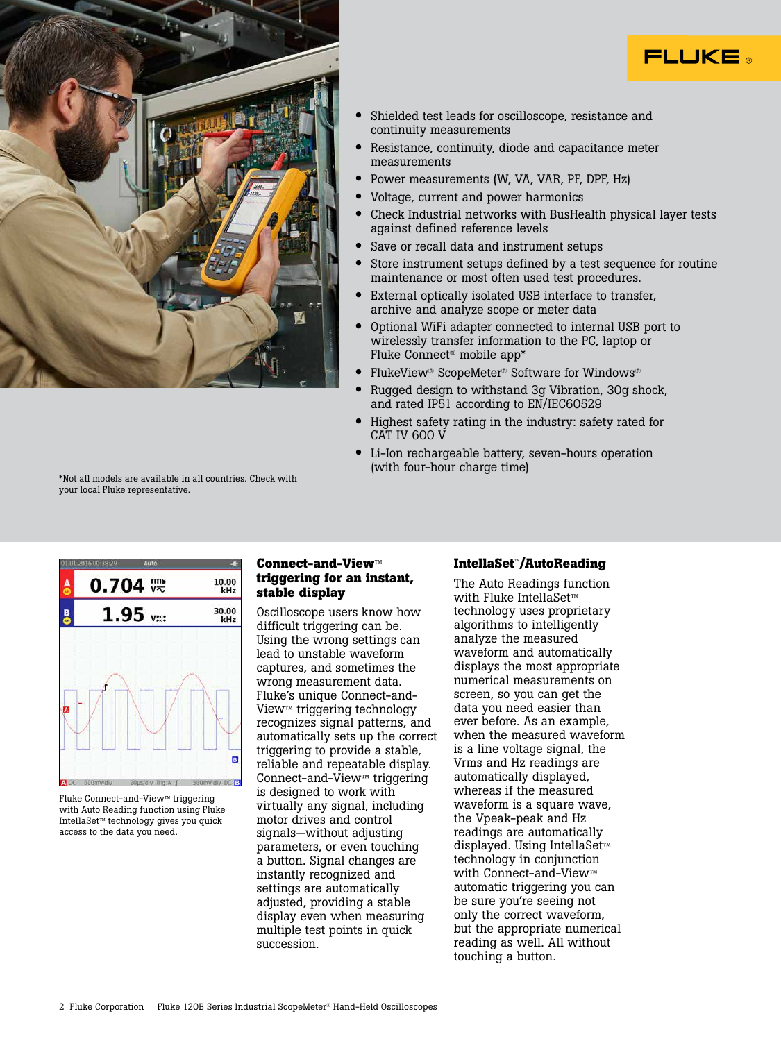- Shielded test leads for oscilloscope, resistance and continuity measurements
- Resistance, continuity, diode and capacitance meter measurements
- Power measurements (W, VA, VAR, PF, DPF, Hz)
- Voltage, current and power harmonics
- Check Industrial networks with BusHealth physical layer tests against defined reference levels
- Save or recall data and instrument setups
- Store instrument setups defined by a test sequence for routine maintenance or most often used test procedures.
- External optically isolated USB interface to transfer, archive and analyze scope or meter data
- Optional WiFi adapter connected to internal USB port to wirelessly transfer information to the PC, laptop or Fluke Connect® mobile app*
- FlukeView® ScopeMeter® Software for Windows®
- Rugged design to withstand 3g Vibration, 30g shock, and rated IP51 according to EN/IEC60529
- Highest safety rating in the industry: safety rated for CAT IV 600 V
- Li-Ion rechargeable battery, seven-hours operation (with four-hour charge time)

*Not all models are available in all countries. Check with your local Fluke representative.

Fluke Connect-and-View™ triggering with Auto Reading function using Fluke IntellaSet™ technology gives you quick access to the data you need.

### Connect-and-View™ triggering for an instant, stable display

Oscilloscope users know how difficult triggering can be. Using the wrong settings can lead to unstable waveform captures, and sometimes the wrong measurement data. Fluke's unique Connect-and-View™ triggering technology recognizes signal patterns, and automatically sets up the correct triggering to provide a stable, reliable and repeatable display. Connect-and-View™ triggering is designed to work with virtually any signal, including motor drives and control signals—without adjusting parameters, or even touching a button. Signal changes are instantly recognized and settings are automatically adjusted, providing a stable display even when measuring multiple test points in quick succession.

### IntellaSet™/AutoReading

The Auto Readings function with Fluke IntellaSet™ technology uses proprietary algorithms to intelligently analyze the measured waveform and automatically displays the most appropriate numerical measurements on screen, so you can get the data you need easier than ever before. As an example, when the measured waveform is a line voltage signal, the Vrms and Hz readings are automatically displayed, whereas if the measured waveform is a square wave, the Vpeak-peak and Hz readings are automatically displayed. Using IntellaSet™ technology in conjunction with Connect-and-View™ automatic triggering you can be sure you're seeing not only the correct waveform, but the appropriate numerical reading as well. All without touching a button.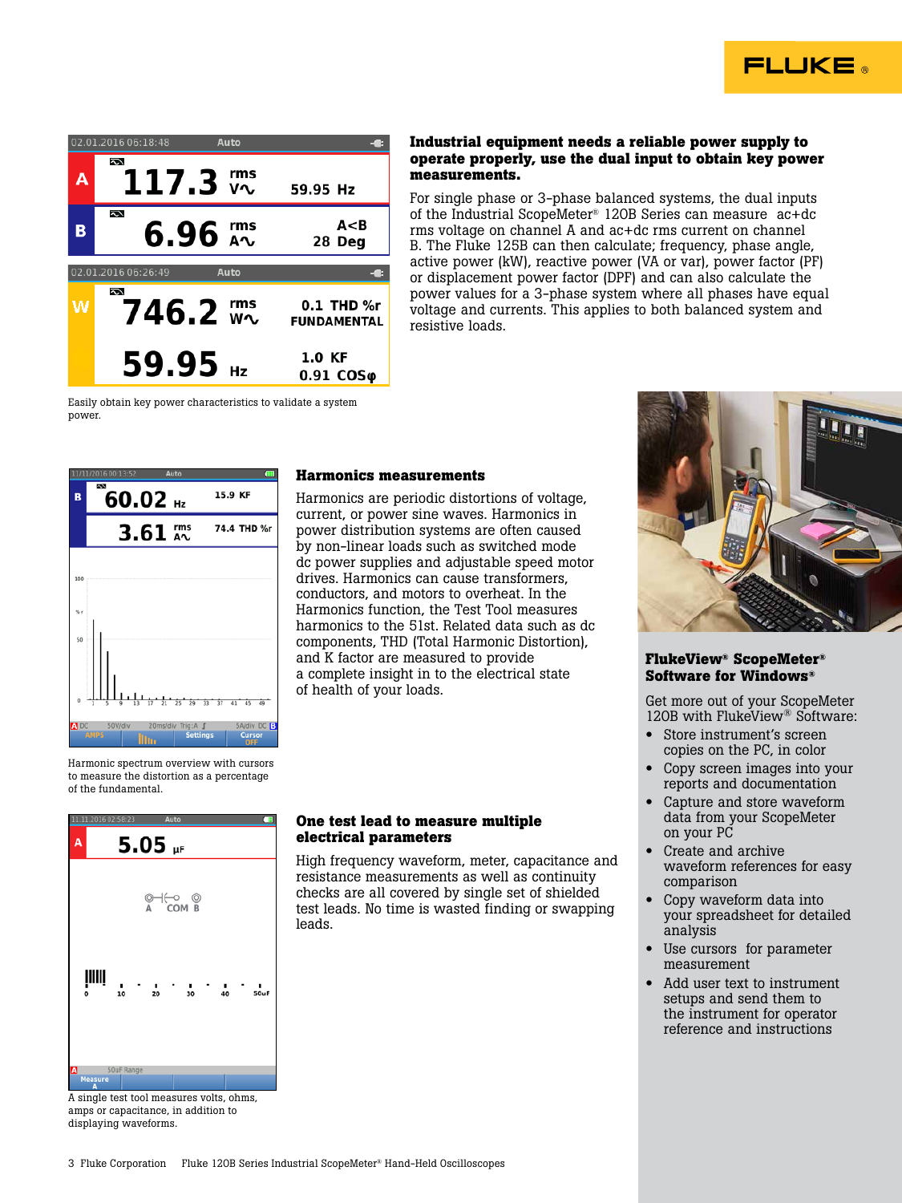## Industrial equipment needs a reliable power supply to operate properly, use the dual input to obtain key power measurements.

For single phase or 3-phase balanced systems, the dual inputs of the Industrial ScopeMeter® 120B Series can measure ac+dc rms voltage on channel A and ac+dc rms current on channel B. The Fluke 125B can then calculate; frequency, phase angle, active power (kW), reactive power (VA or var), power factor (PF) or displacement power factor (DPF) and can also calculate the power values for a 3-phase system where all phases have equal voltage and currents. This applies to both balanced system and resistive loads.

Easily obtain key power characteristics to validate a system power.

## Harmonics measurements

Harmonics are periodic distortions of voltage, current, or power sine waves. Harmonics in power distribution systems are often caused by non-linear loads such as switched mode dc power supplies and adjustable speed motor drives. Harmonics can cause transformers, conductors, and motors to overheat. In the Harmonics function, the Test Tool measures harmonics to the 51st. Related data such as dc components, THD (Total Harmonic Distortion), and K factor are measured to provide a complete insight in to the electrical state of health of your loads.

Harmonic spectrum overview with cursors to measure the distortion as a percentage of the fundamental.

## One test lead to measure multiple electrical parameters

High frequency waveform, meter, capacitance and resistance measurements as well as continuity checks are all covered by single set of shielded test leads. No time is wasted finding or swapping leads.

A single test tool measures volts, ohms, amps or capacitance, in addition to displaying waveforms.

## FlukeView® ScopeMeter® Software for Windows®

Get more out of your ScopeMeter 120B with FlukeView® Software:

- Store instrument's screen copies on the PC, in color
- Copy screen images into your reports and documentation
- Capture and store waveform data from your ScopeMeter on your PC
- Create and archive waveform references for easy comparison
- Copy waveform data into your spreadsheet for detailed analysis
- Use cursors for parameter measurement
- Add user text to instrument setups and send them to the instrument for operator reference and instructions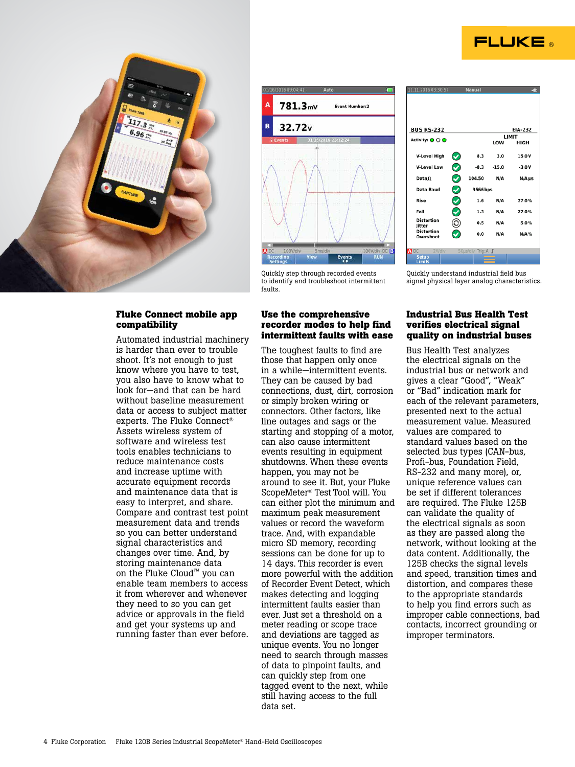Quickly step through recorded events to identify and troubleshoot intermittent faults.

Quickly understand industrial field bus signal physical layer analog characteristics.

## Fluke Connect mobile app compatibility

Automated industrial machinery is harder than ever to trouble shoot. It's not enough to just know where you have to test, you also have to know what to look for—and that can be hard without baseline measurement data or access to subject matter experts. The Fluke Connect® Assets wireless system of software and wireless test tools enables technicians to reduce maintenance costs and increase uptime with accurate equipment records and maintenance data that is easy to interpret, and share. Compare and contrast test point measurement data and trends so you can better understand signal characteristics and changes over time. And, by storing maintenance data on the Fluke Cloud™ you can enable team members to access it from wherever and whenever they need to so you can get advice or approvals in the field and get your systems up and running faster than ever before.

## Use the comprehensive recorder modes to help find intermittent faults with ease

The toughest faults to find are those that happen only once in a while—intermittent events. They can be caused by bad connections, dust, dirt, corrosion or simply broken wiring or connectors. Other factors, like line outages and sags or the starting and stopping of a motor, can also cause intermittent events resulting in equipment shutdowns. When these events happen, you may not be around to see it. But, your Fluke ScopeMeter® Test Tool will. You can either plot the minimum and maximum peak measurement values or record the waveform trace. And, with expandable micro SD memory, recording sessions can be done for up to 14 days. This recorder is even more powerful with the addition of Recorder Event Detect, which makes detecting and logging intermittent faults easier than ever. Just set a threshold on a meter reading or scope trace and deviations are tagged as unique events. You no longer need to search through masses of data to pinpoint faults, and can quickly step from one tagged event to the next, while still having access to the full data set.

## Industrial Bus Health Test verifies electrical signal quality on industrial buses

Bus Health Test analyzes the electrical signals on the industrial bus or network and gives a clear "Good", "Weak" or "Bad" indication mark for each of the relevant parameters, presented next to the actual measurement value. Measured values are compared to standard values based on the selected bus types (CAN-bus, Profi-bus, Foundation Field, RS-232 and many more), or, unique reference values can be set if different tolerances are required. The Fluke 125B can validate the quality of the electrical signals as soon as they are passed along the network, without looking at the data content. Additionally, the 125B checks the signal levels and speed, transition times and distortion, and compares these to the appropriate standards to help you find errors such as improper cable connections, bad contacts, incorrect grounding or improper terminators.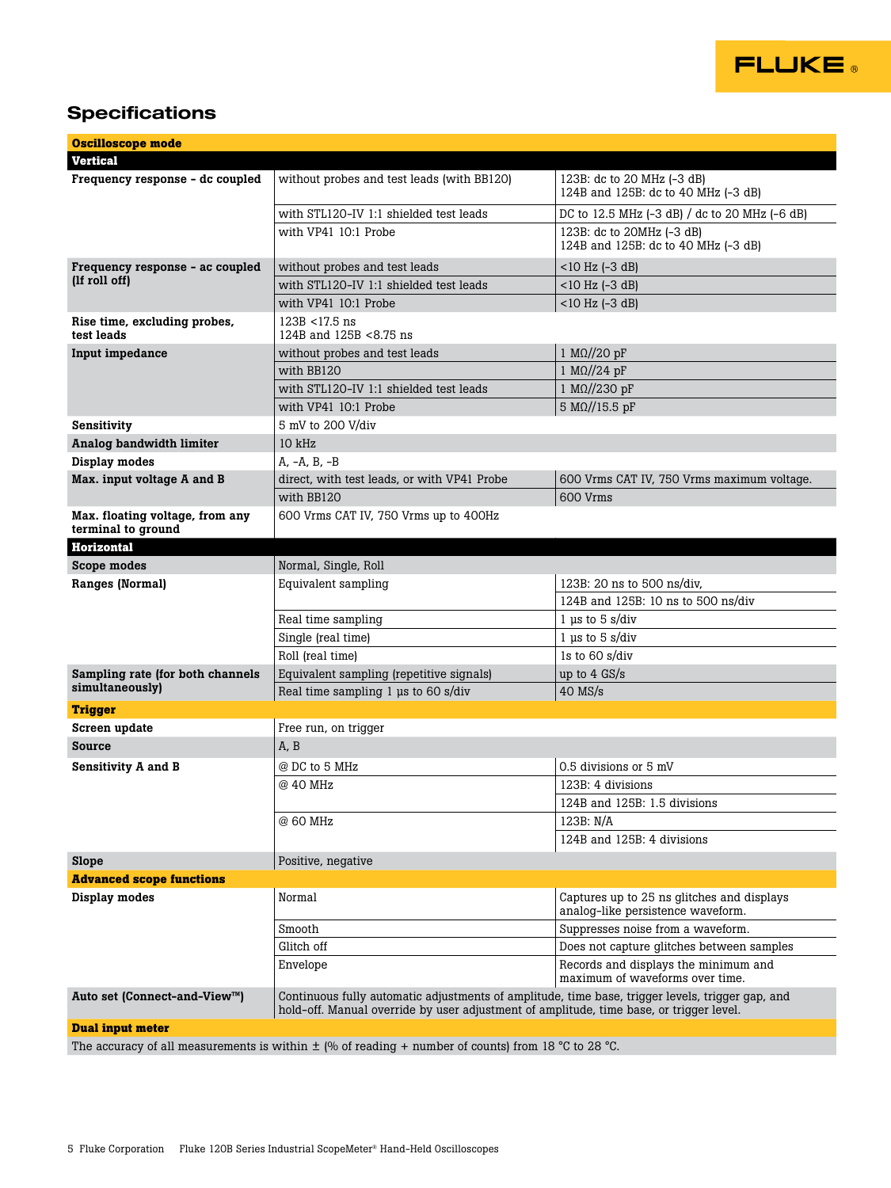## Specifications

| Oscilloscope mode | | |
|---|---|---|
| **Vertical** | | |
| **Frequency response - dc coupled** | without probes and test leads (with BB120) | 123B: dc to 20 MHz (-3 dB)<br>124B and 125B: dc to 40 MHz (-3 dB) |
| | with STL120-IV 1:1 shielded test leads | DC to 12.5 MHz (-3 dB) / dc to 20 MHz (-6 dB) |
| | with VP41 10:1 Probe | 123B: dc to 20MHz (-3 dB)<br>124B and 125B: dc to 40 MHz (-3 dB) |
| **Frequency response - ac coupled (lf roll off)** | without probes and test leads | <10 Hz (-3 dB) |
| | with STL120-IV 1:1 shielded test leads | <10 Hz (-3 dB) |
| | with VP41 10:1 Probe | <10 Hz (-3 dB) |
| **Rise time, excluding probes, test leads** | 123B <17.5 ns<br>124B and 125B <8.75 ns | |
| **Input impedance** | without probes and test leads | 1 MΩ//20 pF |
| | with BB120 | 1 MΩ//24 pF |
| | with STL120-IV 1:1 shielded test leads | 1 MΩ//230 pF |
| | with VP41 10:1 Probe | 5 MΩ//15.5 pF |
| **Sensitivity** | 5 mV to 200 V/div | |
| **Analog bandwidth limiter** | 10 kHz | |
| **Display modes** | A, -A, B, -B | |
| **Max. input voltage A and B** | direct, with test leads, or with VP41 Probe | 600 Vrms CAT IV, 750 Vrms maximum voltage. |
| | with BB120 | 600 Vrms |
| **Max. floating voltage, from any terminal to ground** | 600 Vrms CAT IV, 750 Vrms up to 400Hz | |
| **Horizontal** | | |
| **Scope modes** | Normal, Single, Roll | |
| **Ranges (Normal)** | Equivalent sampling | 123B: 20 ns to 500 ns/div, |
| | | 124B and 125B: 10 ns to 500 ns/div |
| | Real time sampling | 1 µs to 5 s/div |
| | Single (real time) | 1 µs to 5 s/div |
| | Roll (real time) | 1s to 60 s/div |
| **Sampling rate (for both channels simultaneously)** | Equivalent sampling (repetitive signals) | up to 4 GS/s |
| | Real time sampling 1 µs to 60 s/div | 40 MS/s |
| **Trigger** | | |
| **Screen update** | Free run, on trigger | |
| **Source** | A, B | |
| **Sensitivity A and B** | @ DC to 5 MHz | 0.5 divisions or 5 mV |
| | @ 40 MHz | 123B: 4 divisions |
| | | 124B and 125B: 1.5 divisions |
| | @ 60 MHz | 123B: N/A |
| | | 124B and 125B: 4 divisions |
| **Slope** | Positive, negative | |
| **Advanced scope functions** | | |
| **Display modes** | Normal | Captures up to 25 ns glitches and displays analog-like persistence waveform. |
| | Smooth | Suppresses noise from a waveform. |
| | Glitch off | Does not capture glitches between samples |
| | Envelope | Records and displays the minimum and maximum of waveforms over time. |
| **Auto set (Connect-and-View™)** | Continuous fully automatic adjustments of amplitude, time base, trigger levels, trigger gap, and hold-off. Manual override by user adjustment of amplitude, time base, or trigger level. | |
| **Dual input meter** | | |
| The accuracy of all measurements is within ± (% of reading + number of counts) from 18 °C to 28 °C. | | |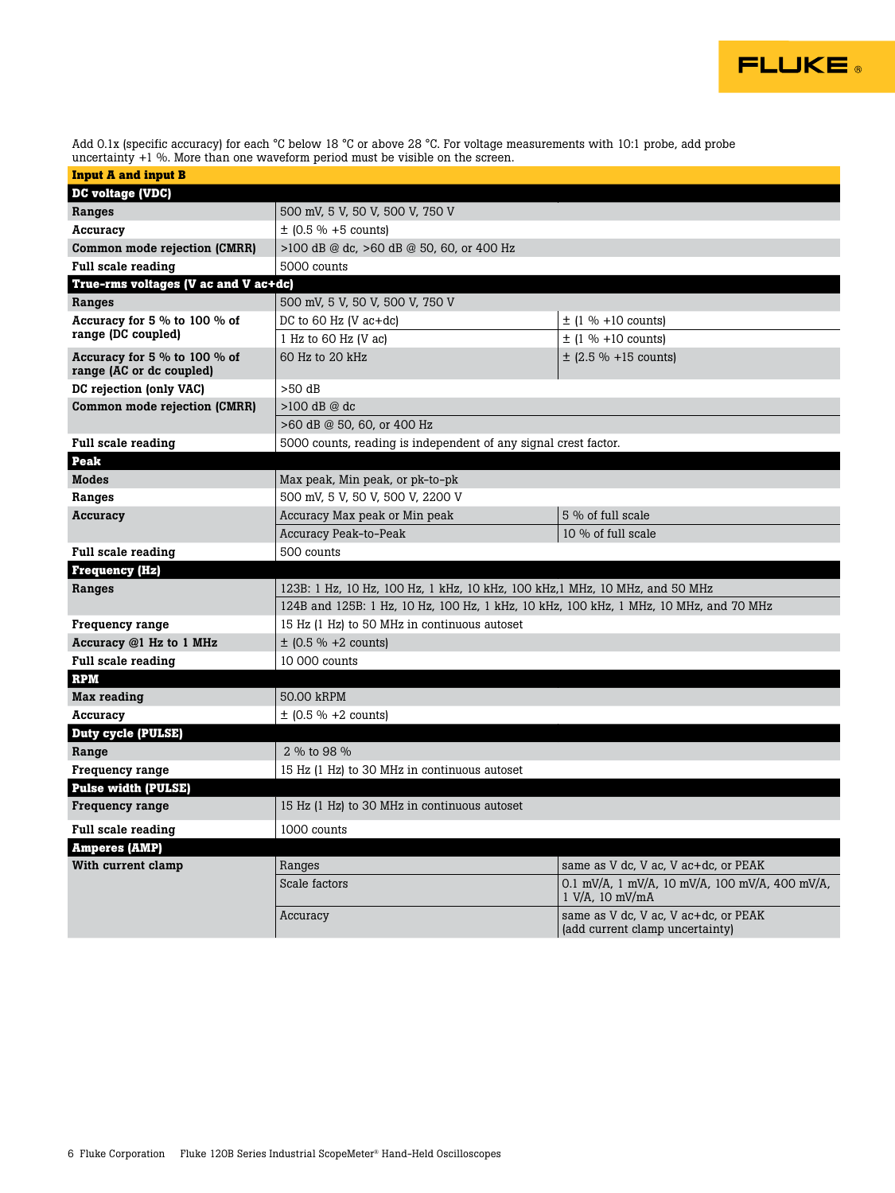Add 0.1x (specific accuracy) for each °C below 18 °C or above 28 °C. For voltage measurements with 10:1 probe, add probe uncertainty +1 %. More than one waveform period must be visible on the screen.

| | | |
|---|---|---|
| **Input A and input B** | | |
| **DC voltage (VDC)** | | |
| **Ranges** | 500 mV, 5 V, 50 V, 500 V, 750 V | |
| **Accuracy** | ± (0.5 % +5 counts) | |
| **Common mode rejection (CMRR)** | >100 dB @ dc, >60 dB @ 50, 60, or 400 Hz | |
| **Full scale reading** | 5000 counts | |
| **True-rms voltages (V ac and V ac+dc)** | | |
| **Ranges** | 500 mV, 5 V, 50 V, 500 V, 750 V | |
| **Accuracy for 5 % to 100 % of range (DC coupled)** | DC to 60 Hz (V ac+dc) | ± (1 % +10 counts) |
| | 1 Hz to 60 Hz (V ac) | ± (1 % +10 counts) |
| **Accuracy for 5 % to 100 % of range (AC or dc coupled)** | 60 Hz to 20 kHz | ± (2.5 % +15 counts) |
| **DC rejection (only VAC)** | >50 dB | |
| **Common mode rejection (CMRR)** | >100 dB @ dc | |
| | >60 dB @ 50, 60, or 400 Hz | |
| **Full scale reading** | 5000 counts, reading is independent of any signal crest factor. | |
| **Peak** | | |
| **Modes** | Max peak, Min peak, or pk-to-pk | |
| **Ranges** | 500 mV, 5 V, 50 V, 500 V, 2200 V | |
| **Accuracy** | Accuracy Max peak or Min peak | 5 % of full scale |
| | Accuracy Peak-to-Peak | 10 % of full scale |
| **Full scale reading** | 500 counts | |
| **Frequency (Hz)** | | |
| **Ranges** | 123B: 1 Hz, 10 Hz, 100 Hz, 1 kHz, 10 kHz, 100 kHz,1 MHz, 10 MHz, and 50 MHz | |
| | 124B and 125B: 1 Hz, 10 Hz, 100 Hz, 1 kHz, 10 kHz, 100 kHz, 1 MHz, 10 MHz, and 70 MHz | |
| **Frequency range** | 15 Hz (1 Hz) to 50 MHz in continuous autoset | |
| **Accuracy @1 Hz to 1 MHz** | ± (0.5 % +2 counts) | |
| **Full scale reading** | 10 000 counts | |
| **RPM** | | |
| **Max reading** | 50.00 kRPM | |
| **Accuracy** | ± (0.5 % +2 counts) | |
| **Duty cycle (PULSE)** | | |
| **Range** | 2 % to 98 % | |
| **Frequency range** | 15 Hz (1 Hz) to 30 MHz in continuous autoset | |
| **Pulse width (PULSE)** | | |
| **Frequency range** | 15 Hz (1 Hz) to 30 MHz in continuous autoset | |
| **Full scale reading** | 1000 counts | |
| **Amperes (AMP)** | | |
| **With current clamp** | Ranges | same as V dc, V ac, V ac+dc, or PEAK |
| | Scale factors | 0.1 mV/A, 1 mV/A, 10 mV/A, 100 mV/A, 400 mV/A, 1 V/A, 10 mV/mA |
| | Accuracy | same as V dc, V ac, V ac+dc, or PEAK (add current clamp uncertainty) |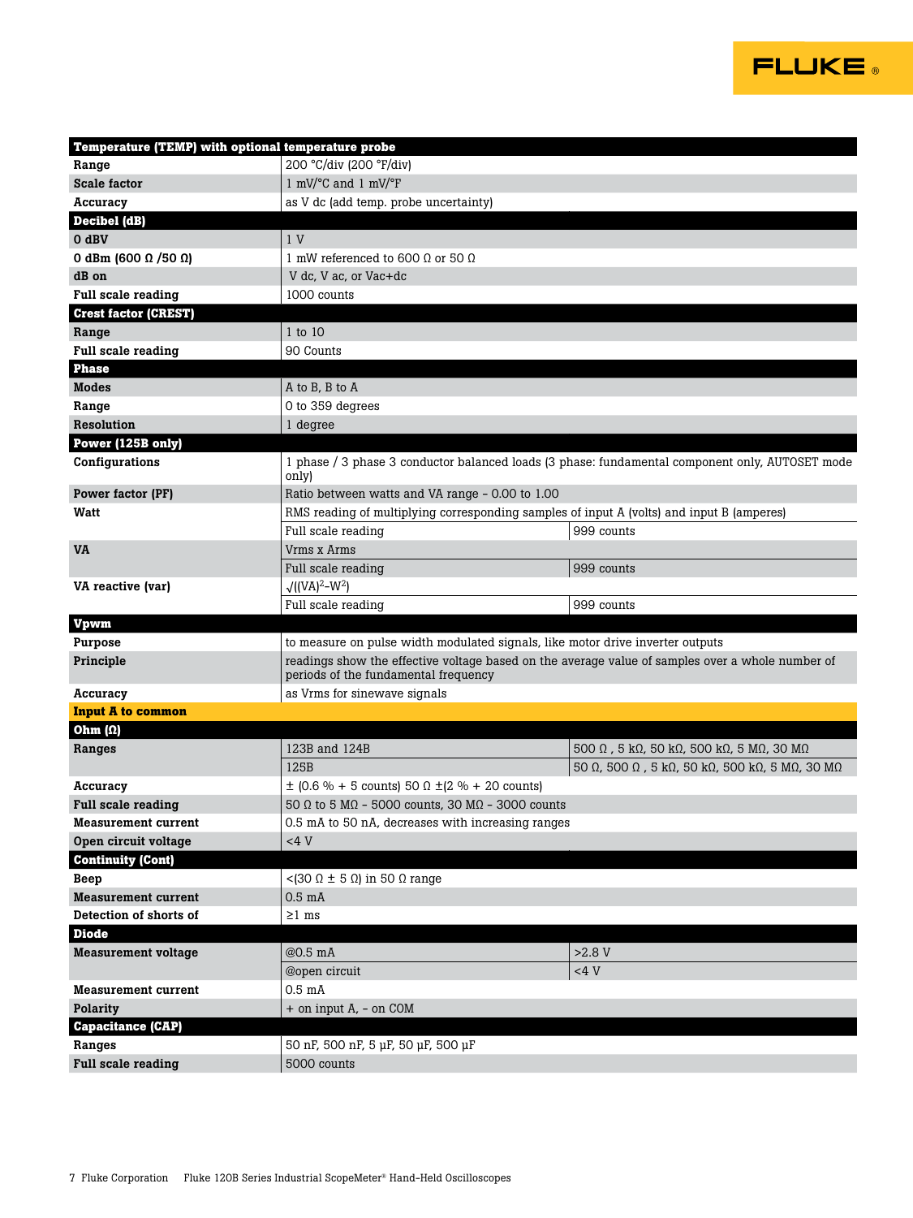| | | |
|---|---|---|
| **Temperature (TEMP) with optional temperature probe** | | |
| **Range** | 200 °C/div (200 °F/div) | |
| **Scale factor** | 1 mV/°C and 1 mV/°F | |
| **Accuracy** | as V dc (add temp. probe uncertainty) | |
| **Decibel (dB)** | | |
| **0 dBV** | 1 V | |
| **0 dBm (600 Ω /50 Ω)** | 1 mW referenced to 600 Ω or 50 Ω | |
| **dB on** | V dc, V ac, or Vac+dc | |
| **Full scale reading** | 1000 counts | |
| **Crest factor (CREST)** | | |
| **Range** | 1 to 10 | |
| **Full scale reading** | 90 Counts | |
| **Phase** | | |
| **Modes** | A to B, B to A | |
| **Range** | 0 to 359 degrees | |
| **Resolution** | 1 degree | |
| **Power (125B only)** | | |
| **Configurations** | 1 phase / 3 phase 3 conductor balanced loads (3 phase: fundamental component only, AUTOSET mode only) | |
| **Power factor (PF)** | Ratio between watts and VA range - 0.00 to 1.00 | |
| **Watt** | RMS reading of multiplying corresponding samples of input A (volts) and input B (amperes) | |
| | Full scale reading | 999 counts |
| **VA** | Vrms x Arms | |
| | Full scale reading | 999 counts |
| **VA reactive (var)** | $\sqrt{((VA)^2 - W^2)}$ | |
| | Full scale reading | 999 counts |
| **Vpwm** | | |
| **Purpose** | to measure on pulse width modulated signals, like motor drive inverter outputs | |
| **Principle** | readings show the effective voltage based on the average value of samples over a whole number of periods of the fundamental frequency | |
| **Accuracy** | as Vrms for sinewave signals | |
| **Input A to common** | | |
| **Ohm (Ω)** | | |
| **Ranges** | 123B and 124B | 500 Ω , 5 kΩ, 50 kΩ, 500 kΩ, 5 MΩ, 30 MΩ |
| | 125B | 50 Ω, 500 Ω , 5 kΩ, 50 kΩ, 500 kΩ, 5 MΩ, 30 MΩ |
| **Accuracy** | ± (0.6 % + 5 counts) 50 Ω ±(2 % + 20 counts) | |
| **Full scale reading** | 50 Ω to 5 MΩ - 5000 counts, 30 MΩ - 3000 counts | |
| **Measurement current** | 0.5 mA to 50 nA, decreases with increasing ranges | |
| **Open circuit voltage** | <4 V | |
| **Continuity (Cont)** | | |
| **Beep** | <(30 Ω ± 5 Ω) in 50 Ω range | |
| **Measurement current** | 0.5 mA | |
| **Detection of shorts of** | ≥1 ms | |
| **Diode** | | |
| **Measurement voltage** | @0.5 mA | >2.8 V |
| | @open circuit | <4 V |
| **Measurement current** | 0.5 mA | |
| **Polarity** | + on input A, - on COM | |
| **Capacitance (CAP)** | | |
| **Ranges** | 50 nF, 500 nF, 5 µF, 50 µF, 500 µF | |
| **Full scale reading** | 5000 counts | |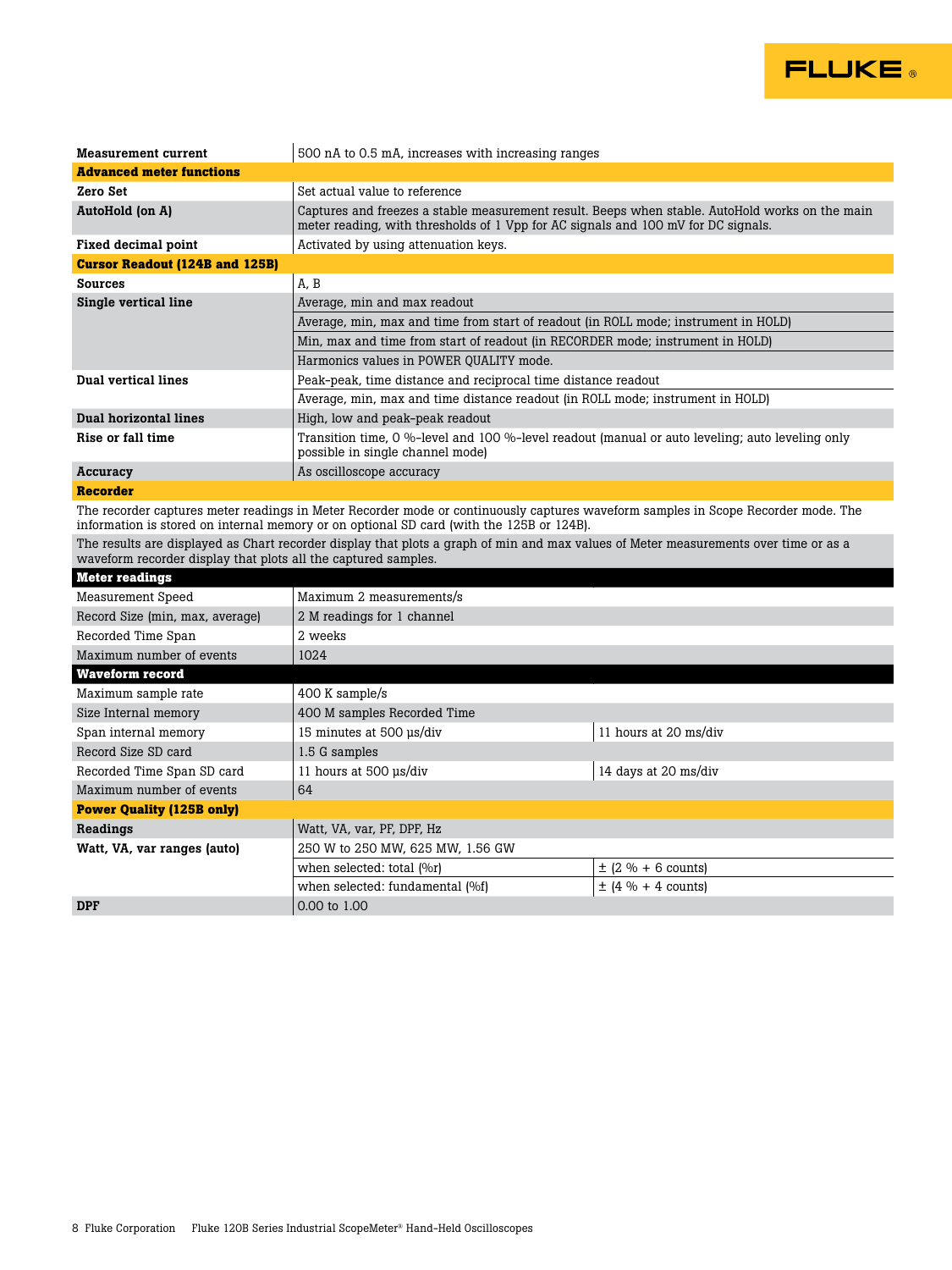| | | |
|---|---|---|
| **Measurement current** | 500 nA to 0.5 mA, increases with increasing ranges | |
| **Advanced meter functions** | | |
| **Zero Set** | Set actual value to reference | |
| **AutoHold (on A)** | Captures and freezes a stable measurement result. Beeps when stable. AutoHold works on the main meter reading, with thresholds of 1 Vpp for AC signals and 100 mV for DC signals. | |
| **Fixed decimal point** | Activated by using attenuation keys. | |
| **Cursor Readout (124B and 125B)** | | |
| **Sources** | A, B | |
| **Single vertical line** | Average, min and max readout | |
| | Average, min, max and time from start of readout (in ROLL mode; instrument in HOLD) | |
| | Min, max and time from start of readout (in RECORDER mode; instrument in HOLD) | |
| | Harmonics values in POWER QUALITY mode. | |
| **Dual vertical lines** | Peak-peak, time distance and reciprocal time distance readout | |
| | Average, min, max and time distance readout (in ROLL mode; instrument in HOLD) | |
| **Dual horizontal lines** | High, low and peak-peak readout | |
| **Rise or fall time** | Transition time, 0 %-level and 100 %-level readout (manual or auto leveling; auto leveling only possible in single channel mode) | |
| **Accuracy** | As oscilloscope accuracy | |
| **Recorder** | | |
| The recorder captures meter readings in Meter Recorder mode or continuously captures waveform samples in Scope Recorder mode. The information is stored on internal memory or on optional SD card (with the 125B or 124B). | | |
| The results are displayed as Chart recorder display that plots a graph of min and max values of Meter measurements over time or as a waveform recorder display that plots all the captured samples. | | |
| **Meter readings** | | |
| Measurement Speed | Maximum 2 measurements/s | |
| Record Size (min, max, average) | 2 M readings for 1 channel | |
| Recorded Time Span | 2 weeks | |
| Maximum number of events | 1024 | |
| **Waveform record** | | |
| Maximum sample rate | 400 K sample/s | |
| Size Internal memory | 400 M samples Recorded Time | |
| Span internal memory | 15 minutes at 500 µs/div | 11 hours at 20 ms/div |
| Record Size SD card | 1.5 G samples | |
| Recorded Time Span SD card | 11 hours at 500 µs/div | 14 days at 20 ms/div |
| Maximum number of events | 64 | |
| **Power Quality (125B only)** | | |
| **Readings** | Watt, VA, var, PF, DPF, Hz | |
| **Watt, VA, var ranges (auto)** | 250 W to 250 MW, 625 MW, 1.56 GW | |
| | when selected: total (%r) | ± (2 % + 6 counts) |
| | when selected: fundamental (%f) | ± (4 % + 4 counts) |
| **DPF** | 0.00 to 1.00 | |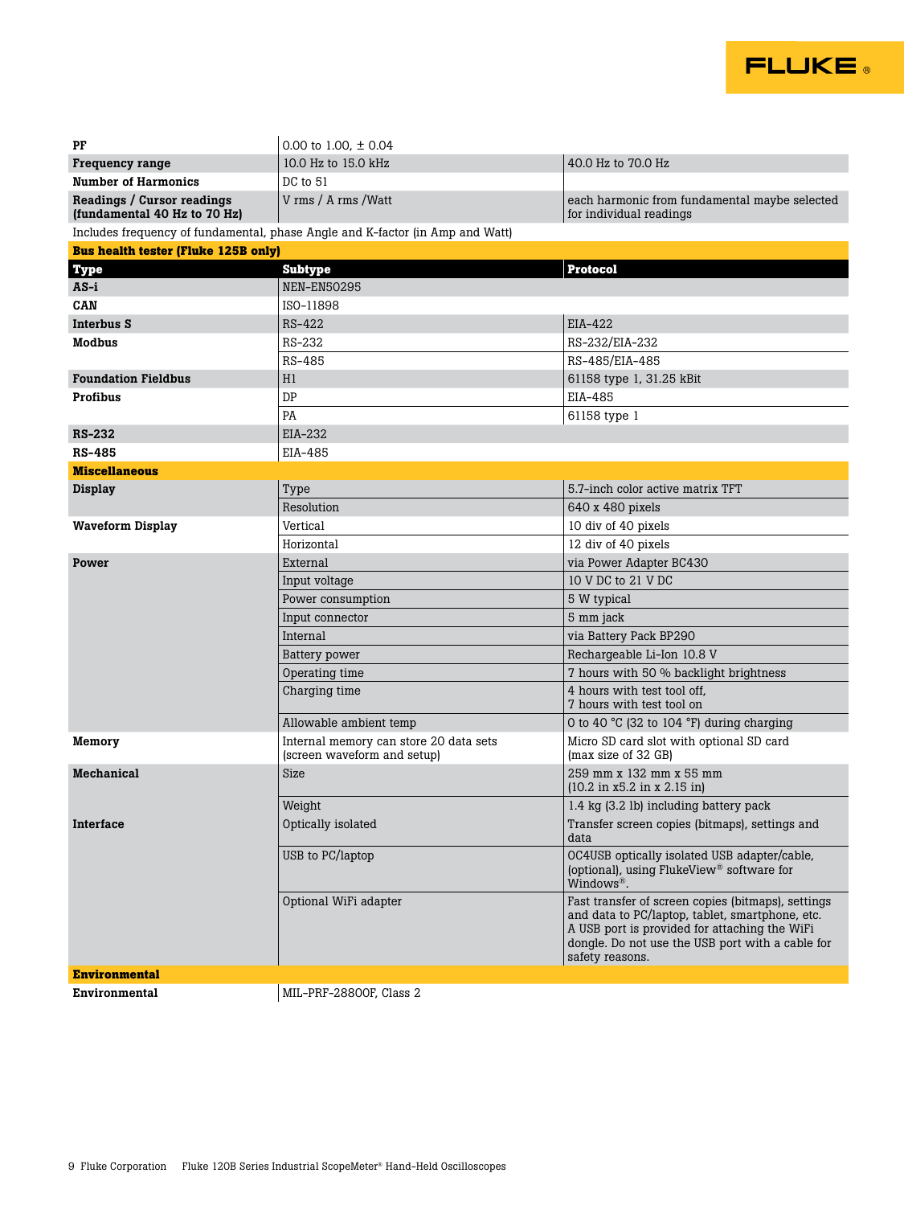| | | |
|---|---|---|
| **PF** | 0.00 to 1.00, ± 0.04 | |
| **Frequency range** | 10.0 Hz to 15.0 kHz | 40.0 Hz to 70.0 Hz |
| **Number of Harmonics** | DC to 51 | |
| **Readings / Cursor readings (fundamental 40 Hz to 70 Hz)** | V rms / A rms /Watt | each harmonic from fundamental maybe selected for individual readings |
| Includes frequency of fundamental, phase Angle and K-factor (in Amp and Watt) | | |
| **Bus health tester (Fluke 125B only)** | | |
| **Type** | **Subtype** | **Protocol** |
| **AS-i** | NEN-EN50295 | |
| **CAN** | ISO-11898 | |
| **Interbus S** | RS-422 | EIA-422 |
| **Modbus** | RS-232 | RS-232/EIA-232 |
| | RS-485 | RS-485/EIA-485 |
| **Foundation Fieldbus** | H1 | 61158 type 1, 31.25 kBit |
| **Profibus** | DP | EIA-485 |
| | PA | 61158 type 1 |
| **RS-232** | EIA-232 | |
| **RS-485** | EIA-485 | |
| **Miscellaneous** | | |
| **Display** | Type | 5.7-inch color active matrix TFT |
| | Resolution | 640 x 480 pixels |
| **Waveform Display** | Vertical | 10 div of 40 pixels |
| | Horizontal | 12 div of 40 pixels |
| **Power** | External | via Power Adapter BC430 |
| | Input voltage | 10 V DC to 21 V DC |
| | Power consumption | 5 W typical |
| | Input connector | 5 mm jack |
| | Internal | via Battery Pack BP290 |
| | Battery power | Rechargeable Li-Ion 10.8 V |
| | Operating time | 7 hours with 50 % backlight brightness |
| | Charging time | 4 hours with test tool off, 7 hours with test tool on |
| | Allowable ambient temp | 0 to 40 °C (32 to 104 °F) during charging |
| **Memory** | Internal memory can store 20 data sets (screen waveform and setup) | Micro SD card slot with optional SD card (max size of 32 GB) |
| **Mechanical** | Size | 259 mm x 132 mm x 55 mm (10.2 in x5.2 in x 2.15 in) |
| | Weight | 1.4 kg (3.2 lb) including battery pack |
| **Interface** | Optically isolated | Transfer screen copies (bitmaps), settings and data |
| | USB to PC/laptop | OC4USB optically isolated USB adapter/cable, (optional), using FlukeView® software for Windows®. |
| | Optional WiFi adapter | Fast transfer of screen copies (bitmaps), settings and data to PC/laptop, tablet, smartphone, etc. A USB port is provided for attaching the WiFi dongle. Do not use the USB port with a cable for safety reasons. |
| **Environmental** | | |
| **Environmental** | MIL-PRF-28800F, Class 2 | |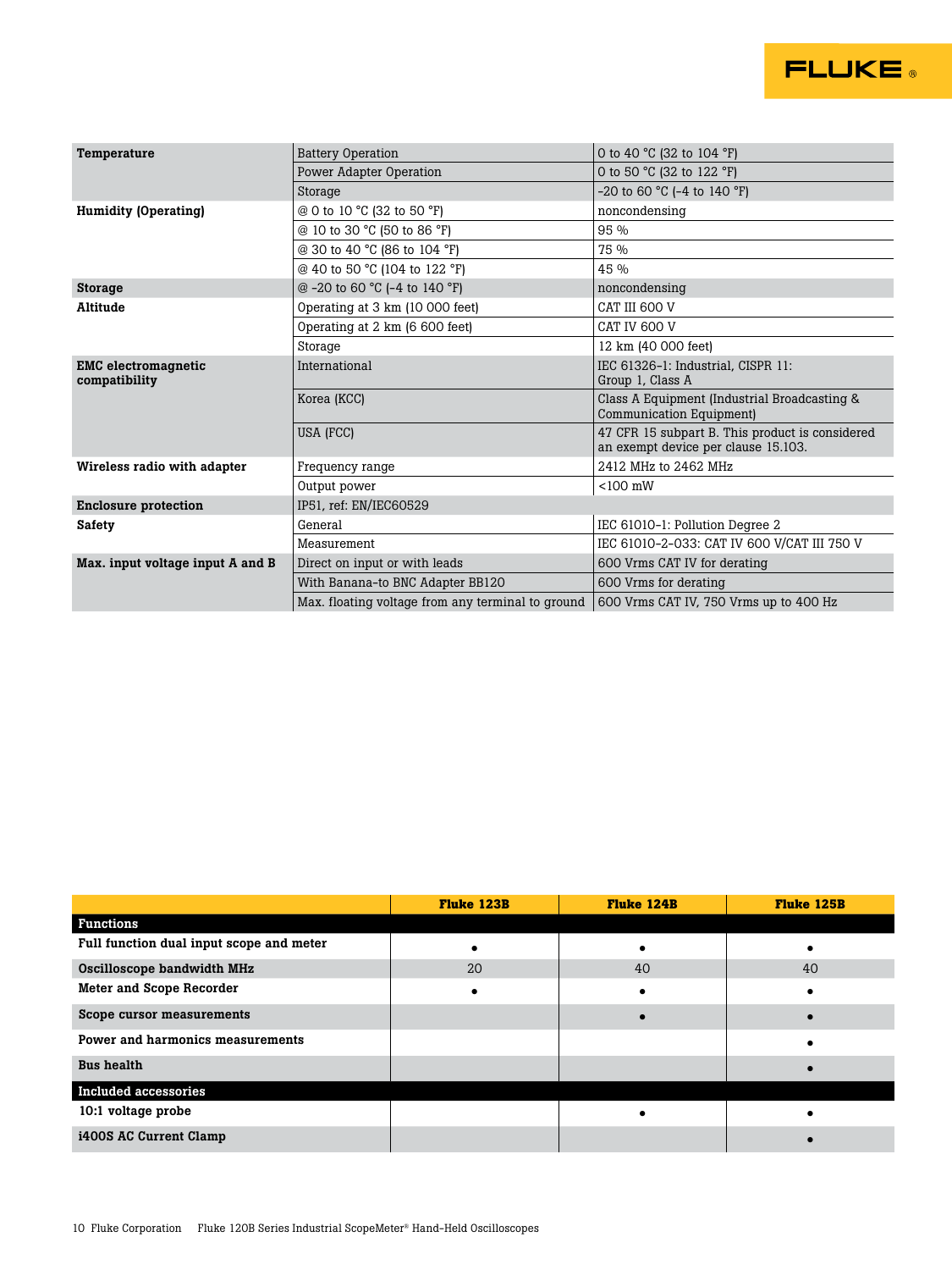| | | |
|---|---|---|
| **Temperature** | Battery Operation | 0 to 40 °C (32 to 104 °F) |
| | Power Adapter Operation | 0 to 50 °C (32 to 122 °F) |
| | Storage | -20 to 60 °C (-4 to 140 °F) |
| **Humidity (Operating)** | @ 0 to 10 °C (32 to 50 °F) | noncondensing |
| | @ 10 to 30 °C (50 to 86 °F) | 95 % |
| | @ 30 to 40 °C (86 to 104 °F) | 75 % |
| | @ 40 to 50 °C (104 to 122 °F) | 45 % |
| **Storage** | @ -20 to 60 °C (-4 to 140 °F) | noncondensing |
| **Altitude** | Operating at 3 km (10 000 feet) | CAT III 600 V |
| | Operating at 2 km (6 600 feet) | CAT IV 600 V |
| | Storage | 12 km (40 000 feet) |
| **EMC electromagnetic compatibility** | International | IEC 61326-1: Industrial, CISPR 11: Group 1, Class A |
| | Korea (KCC) | Class A Equipment (Industrial Broadcasting & Communication Equipment) |
| | USA (FCC) | 47 CFR 15 subpart B. This product is considered an exempt device per clause 15.103. |
| **Wireless radio with adapter** | Frequency range | 2412 MHz to 2462 MHz |
| | Output power | <100 mW |
| **Enclosure protection** | IP51, ref: EN/IEC60529 | |
| **Safety** | General | IEC 61010-1: Pollution Degree 2 |
| | Measurement | IEC 61010-2-033: CAT IV 600 V/CAT III 750 V |
| **Max. input voltage input A and B** | Direct on input or with leads | 600 Vrms CAT IV for derating |
| | With Banana-to BNC Adapter BB120 | 600 Vrms for derating |
| | Max. floating voltage from any terminal to ground | 600 Vrms CAT IV, 750 Vrms up to 400 Hz |

| | Fluke 123B | Fluke 124B | Fluke 125B |
|---|---|---|---|
| **Functions** | | | |
| **Full function dual input scope and meter** | • | • | • |
| **Oscilloscope bandwidth MHz** | 20 | 40 | 40 |
| **Meter and Scope Recorder** | • | • | • |
| **Scope cursor measurements** | | • | • |
| **Power and harmonics measurements** | | | • |
| **Bus health** | | | • |
| **Included accessories** | | | |
| **10:1 voltage probe** | | • | • |
| **i400S AC Current Clamp** | | | • |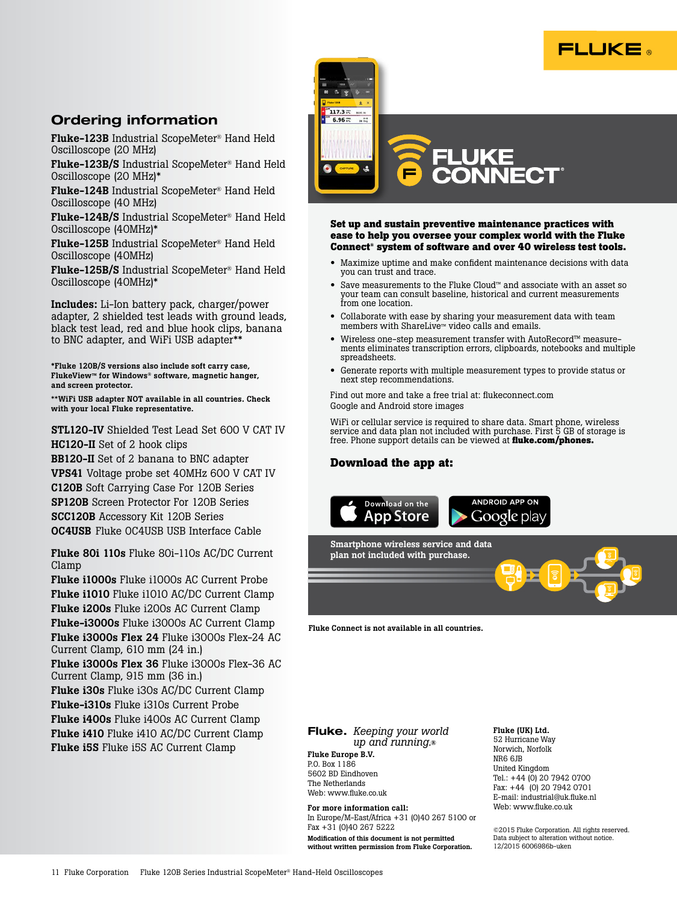## Ordering information

**Fluke-123B** Industrial ScopeMeter® Hand Held Oscilloscope (20 MHz)

**Fluke-123B/S** Industrial ScopeMeter® Hand Held Oscilloscope (20 MHz)*

**Fluke-124B** Industrial ScopeMeter® Hand Held Oscilloscope (40 MHz)

**Fluke-124B/S** Industrial ScopeMeter® Hand Held Oscilloscope (40MHz)*

**Fluke-125B** Industrial ScopeMeter® Hand Held Oscilloscope (40MHz)

**Fluke-125B/S** Industrial ScopeMeter® Hand Held Oscilloscope (40MHz)*

**Includes:** Li-Ion battery pack, charger/power adapter, 2 shielded test leads with ground leads, black test lead, red and blue hook clips, banana to BNC adapter, and WiFi USB adapter**

**\*Fluke 120B/S versions also include soft carry case, FlukeView™ for Windows® software, magnetic hanger, and screen protector.**

**\*\*WiFi USB adapter NOT available in all countries. Check with your local Fluke representative.**

**STL120-IV** Shielded Test Lead Set 600 V CAT IV

**HC120-II** Set of 2 hook clips

**BB120-II** Set of 2 banana to BNC adapter

**VPS41** Voltage probe set 40MHz 600 V CAT IV

**C120B** Soft Carrying Case For 120B Series

**SP120B** Screen Protector For 120B Series

**SCC120B** Accessory Kit 120B Series

**OC4USB** Fluke OC4USB USB Interface Cable

**Fluke 80i 110s** Fluke 80i-110s AC/DC Current Clamp

**Fluke i1000s** Fluke i1000s AC Current Probe

**Fluke i1010** Fluke i1010 AC/DC Current Clamp

**Fluke i200s** Fluke i200s AC Current Clamp

**Fluke-i3000s** Fluke i3000s AC Current Clamp

**Fluke i3000s Flex 24** Fluke i3000s Flex-24 AC Current Clamp, 610 mm (24 in.)

**Fluke i3000s Flex 36** Fluke i3000s Flex-36 AC Current Clamp, 915 mm (36 in.)

**Fluke i30s** Fluke i30s AC/DC Current Clamp

**Fluke-i310s** Fluke i310s Current Probe

**Fluke i400s** Fluke i400s AC Current Clamp

**Fluke i410** Fluke i410 AC/DC Current Clamp

**Fluke i5S** Fluke i5S AC Current Clamp

FLUKE CONNECT®

**Set up and sustain preventive maintenance practices with ease to help you oversee your complex world with the Fluke Connect® system of software and over 40 wireless test tools.**

- Maximize uptime and make confident maintenance decisions with data you can trust and trace.
- Save measurements to the Fluke Cloud™ and associate with an asset so your team can consult baseline, historical and current measurements from one location.
- Collaborate with ease by sharing your measurement data with team members with ShareLive™ video calls and emails.
- Wireless one-step measurement transfer with AutoRecord™ measurements eliminates transcription errors, clipboards, notebooks and multiple spreadsheets.
- Generate reports with multiple measurement types to provide status or next step recommendations.

Find out more and take a free trial at: flukeconnect.com
Google and Android store images

WiFi or cellular service is required to share data. Smart phone, wireless service and data plan not included with purchase. First 5 GB of storage is free. Phone support details can be viewed at **fluke.com/phones.**

### Download the app at:

Download on the App Store
ANDROID APP ON Google play

**Smartphone wireless service and data plan not included with purchase.**

**Fluke Connect is not available in all countries.**

**Fluke.** *Keeping your world up and running.®*

**Fluke Europe B.V.**
P.O. Box 1186
5602 BD Eindhoven
The Netherlands
Web: www.fluke.co.uk

**For more information call:**
In Europe/M-East/Africa +31 (0)40 267 5100 or
Fax +31 (0)40 267 5222

**Modification of this document is not permitted without written permission from Fluke Corporation.**

**Fluke (UK) Ltd.**
52 Hurricane Way
Norwich, Norfolk
NR6 6JB
United Kingdom
Tel.: +44 (0) 20 7942 0700
Fax: +44 (0) 20 7942 0701
E-mail: industrial@uk.fluke.nl
Web: www.fluke.co.uk

©2015 Fluke Corporation. All rights reserved.
Data subject to alteration without notice.
12/2015 6006986b-uken